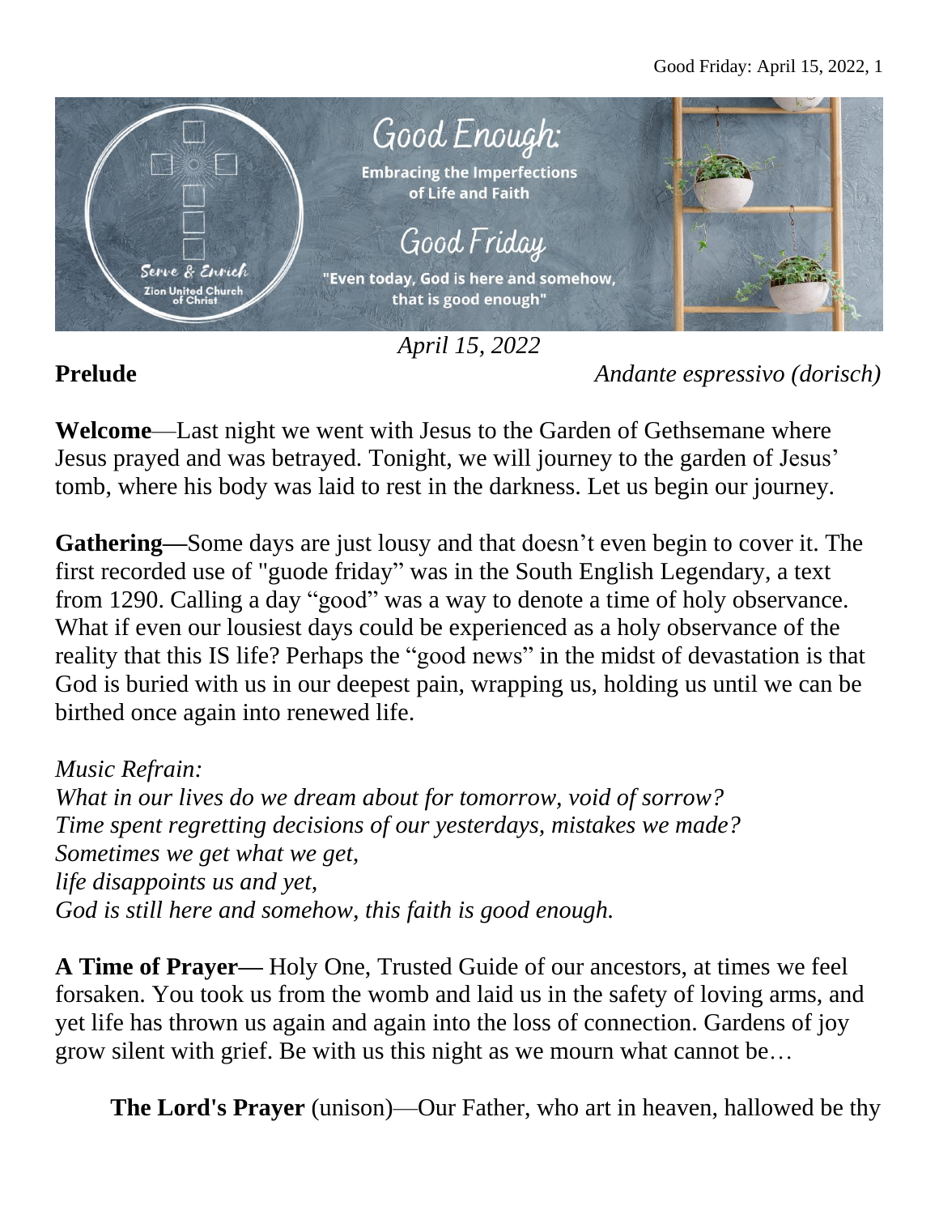# Good Enough: Embracing the Imperfections of Life and Faith

## Good Friday

"Even today, God is here and somehow, that is good enough"

Serve & Enrich
Zion United Church of Christ

*April 15, 2022*

**Prelude** *Andante espressivo (dorisch)*

**Welcome**—Last night we went with Jesus to the Garden of Gethsemane where Jesus prayed and was betrayed. Tonight, we will journey to the garden of Jesus' tomb, where his body was laid to rest in the darkness. Let us begin our journey.

**Gathering—**Some days are just lousy and that doesn't even begin to cover it. The first recorded use of "guode friday" was in the South English Legendary, a text from 1290. Calling a day "good" was a way to denote a time of holy observance. What if even our lousiest days could be experienced as a holy observance of the reality that this IS life? Perhaps the "good news" in the midst of devastation is that God is buried with us in our deepest pain, wrapping us, holding us until we can be birthed once again into renewed life.

*Music Refrain:*
*What in our lives do we dream about for tomorrow, void of sorrow?*
*Time spent regretting decisions of our yesterdays, mistakes we made?*
*Sometimes we get what we get,*
*life disappoints us and yet,*
*God is still here and somehow, this faith is good enough.*

**A Time of Prayer—** Holy One, Trusted Guide of our ancestors, at times we feel forsaken. You took us from the womb and laid us in the safety of loving arms, and yet life has thrown us again and again into the loss of connection. Gardens of joy grow silent with grief. Be with us this night as we mourn what cannot be…

**The Lord's Prayer** (unison)—Our Father, who art in heaven, hallowed be thy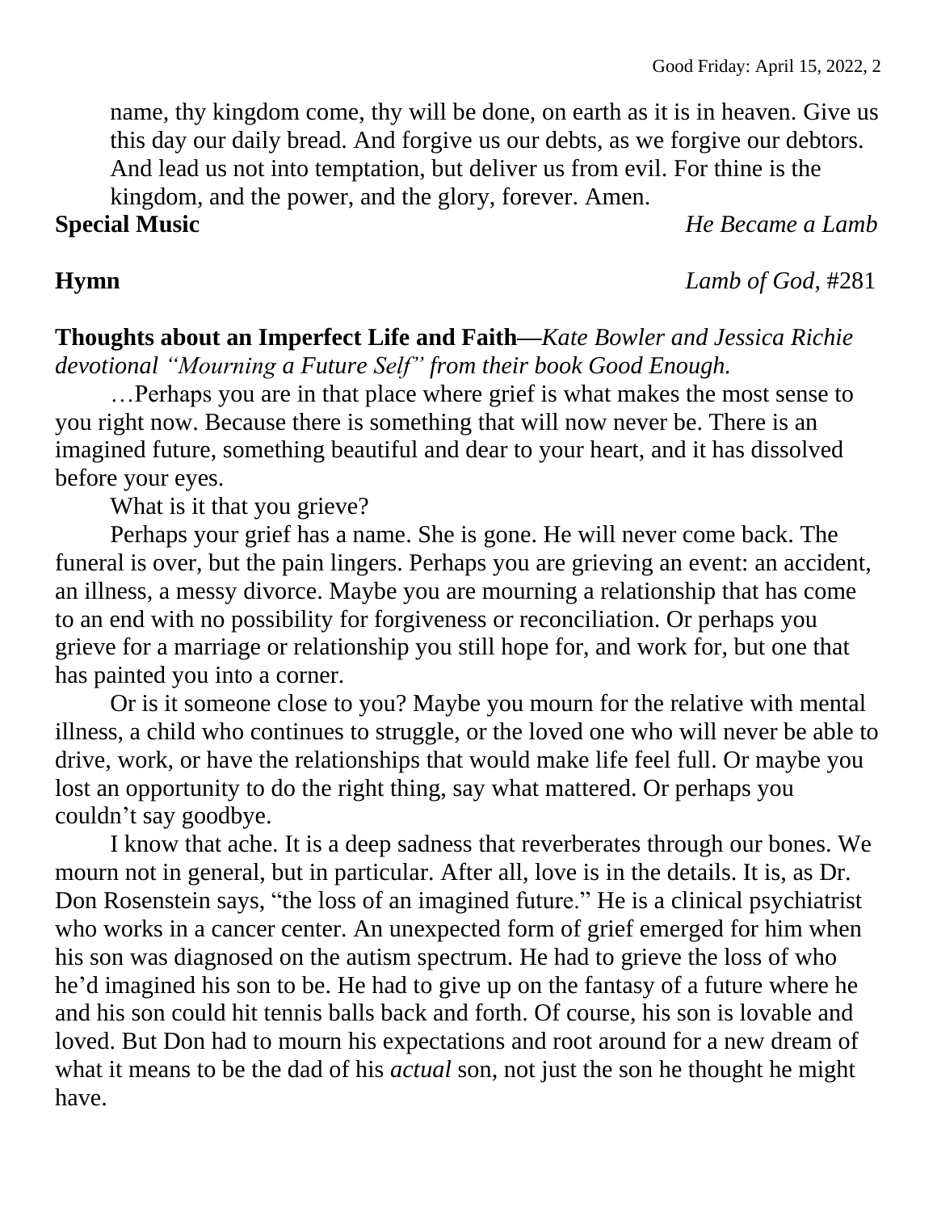name, thy kingdom come, thy will be done, on earth as it is in heaven. Give us this day our daily bread. And forgive us our debts, as we forgive our debtors. And lead us not into temptation, but deliver us from evil. For thine is the kingdom, and the power, and the glory, forever. Amen.

**Special Music** *He Became a Lamb*

**Hymn** *Lamb of God*, #281

**Thoughts about an Imperfect Life and Faith—***Kate Bowler and Jessica Richie devotional "Mourning a Future Self" from their book Good Enough.*

…Perhaps you are in that place where grief is what makes the most sense to you right now. Because there is something that will now never be. There is an imagined future, something beautiful and dear to your heart, and it has dissolved before your eyes.

What is it that you grieve?

Perhaps your grief has a name. She is gone. He will never come back. The funeral is over, but the pain lingers. Perhaps you are grieving an event: an accident, an illness, a messy divorce. Maybe you are mourning a relationship that has come to an end with no possibility for forgiveness or reconciliation. Or perhaps you grieve for a marriage or relationship you still hope for, and work for, but one that has painted you into a corner.

Or is it someone close to you? Maybe you mourn for the relative with mental illness, a child who continues to struggle, or the loved one who will never be able to drive, work, or have the relationships that would make life feel full. Or maybe you lost an opportunity to do the right thing, say what mattered. Or perhaps you couldn't say goodbye.

I know that ache. It is a deep sadness that reverberates through our bones. We mourn not in general, but in particular. After all, love is in the details. It is, as Dr. Don Rosenstein says, "the loss of an imagined future." He is a clinical psychiatrist who works in a cancer center. An unexpected form of grief emerged for him when his son was diagnosed on the autism spectrum. He had to grieve the loss of who he'd imagined his son to be. He had to give up on the fantasy of a future where he and his son could hit tennis balls back and forth. Of course, his son is lovable and loved. But Don had to mourn his expectations and root around for a new dream of what it means to be the dad of his *actual* son, not just the son he thought he might have.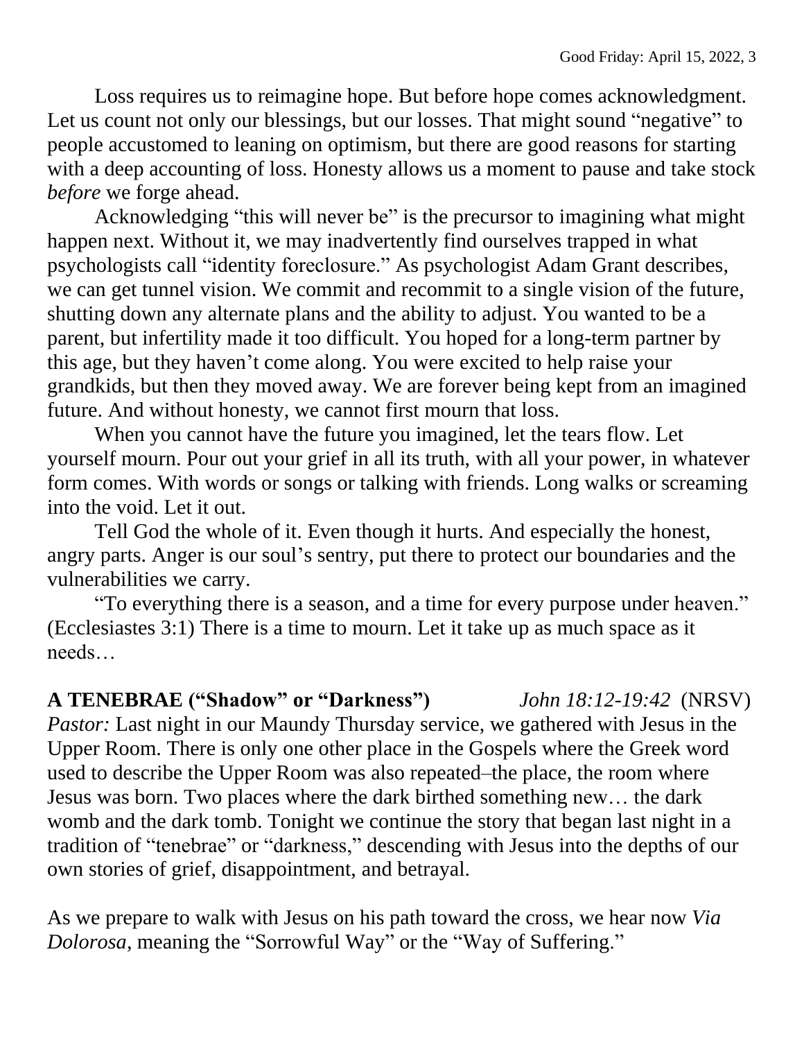Loss requires us to reimagine hope. But before hope comes acknowledgment. Let us count not only our blessings, but our losses. That might sound "negative" to people accustomed to leaning on optimism, but there are good reasons for starting with a deep accounting of loss. Honesty allows us a moment to pause and take stock *before* we forge ahead.

Acknowledging "this will never be" is the precursor to imagining what might happen next. Without it, we may inadvertently find ourselves trapped in what psychologists call "identity foreclosure." As psychologist Adam Grant describes, we can get tunnel vision. We commit and recommit to a single vision of the future, shutting down any alternate plans and the ability to adjust. You wanted to be a parent, but infertility made it too difficult. You hoped for a long-term partner by this age, but they haven't come along. You were excited to help raise your grandkids, but then they moved away. We are forever being kept from an imagined future. And without honesty, we cannot first mourn that loss.

When you cannot have the future you imagined, let the tears flow. Let yourself mourn. Pour out your grief in all its truth, with all your power, in whatever form comes. With words or songs or talking with friends. Long walks or screaming into the void. Let it out.

Tell God the whole of it. Even though it hurts. And especially the honest, angry parts. Anger is our soul's sentry, put there to protect our boundaries and the vulnerabilities we carry.

"To everything there is a season, and a time for every purpose under heaven." (Ecclesiastes 3:1) There is a time to mourn. Let it take up as much space as it needs…

**A TENEBRAE ("Shadow" or "Darkness")** *John 18:12-19:42* (NRSV)

*Pastor:* Last night in our Maundy Thursday service, we gathered with Jesus in the Upper Room. There is only one other place in the Gospels where the Greek word used to describe the Upper Room was also repeated–the place, the room where Jesus was born. Two places where the dark birthed something new… the dark womb and the dark tomb. Tonight we continue the story that began last night in a tradition of "tenebrae" or "darkness," descending with Jesus into the depths of our own stories of grief, disappointment, and betrayal.

As we prepare to walk with Jesus on his path toward the cross, we hear now *Via Dolorosa*, meaning the "Sorrowful Way" or the "Way of Suffering."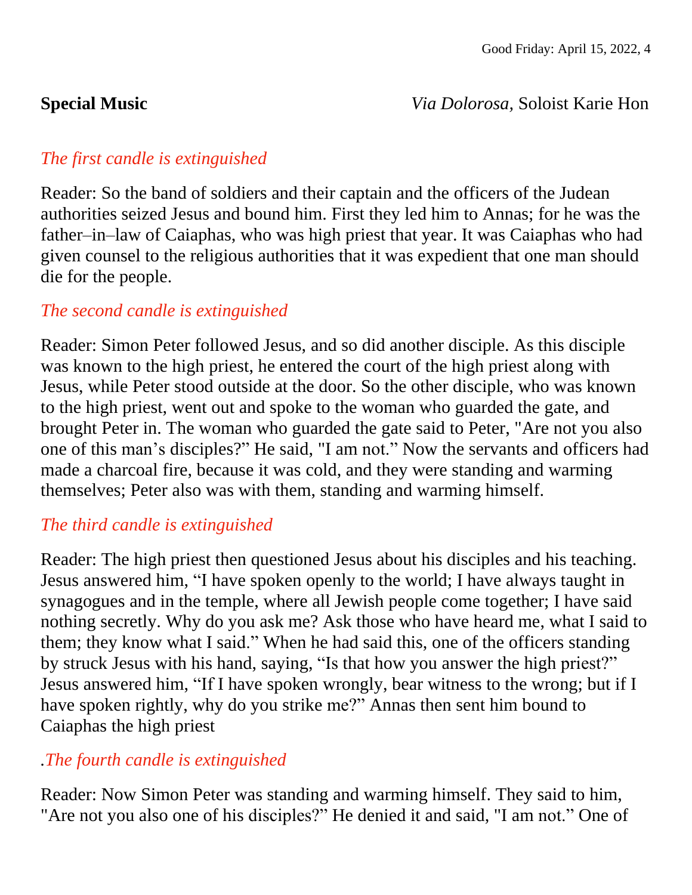**Special Music** *Via Dolorosa,* Soloist Karie Hon

*The first candle is extinguished*

Reader: So the band of soldiers and their captain and the officers of the Judean authorities seized Jesus and bound him. First they led him to Annas; for he was the father–in–law of Caiaphas, who was high priest that year. It was Caiaphas who had given counsel to the religious authorities that it was expedient that one man should die for the people.

*The second candle is extinguished*

Reader: Simon Peter followed Jesus, and so did another disciple. As this disciple was known to the high priest, he entered the court of the high priest along with Jesus, while Peter stood outside at the door. So the other disciple, who was known to the high priest, went out and spoke to the woman who guarded the gate, and brought Peter in. The woman who guarded the gate said to Peter, "Are not you also one of this man's disciples?" He said, "I am not." Now the servants and officers had made a charcoal fire, because it was cold, and they were standing and warming themselves; Peter also was with them, standing and warming himself.

*The third candle is extinguished*

Reader: The high priest then questioned Jesus about his disciples and his teaching. Jesus answered him, "I have spoken openly to the world; I have always taught in synagogues and in the temple, where all Jewish people come together; I have said nothing secretly. Why do you ask me? Ask those who have heard me, what I said to them; they know what I said." When he had said this, one of the officers standing by struck Jesus with his hand, saying, "Is that how you answer the high priest?" Jesus answered him, "If I have spoken wrongly, bear witness to the wrong; but if I have spoken rightly, why do you strike me?" Annas then sent him bound to Caiaphas the high priest

.*The fourth candle is extinguished*

Reader: Now Simon Peter was standing and warming himself. They said to him, "Are not you also one of his disciples?" He denied it and said, "I am not." One of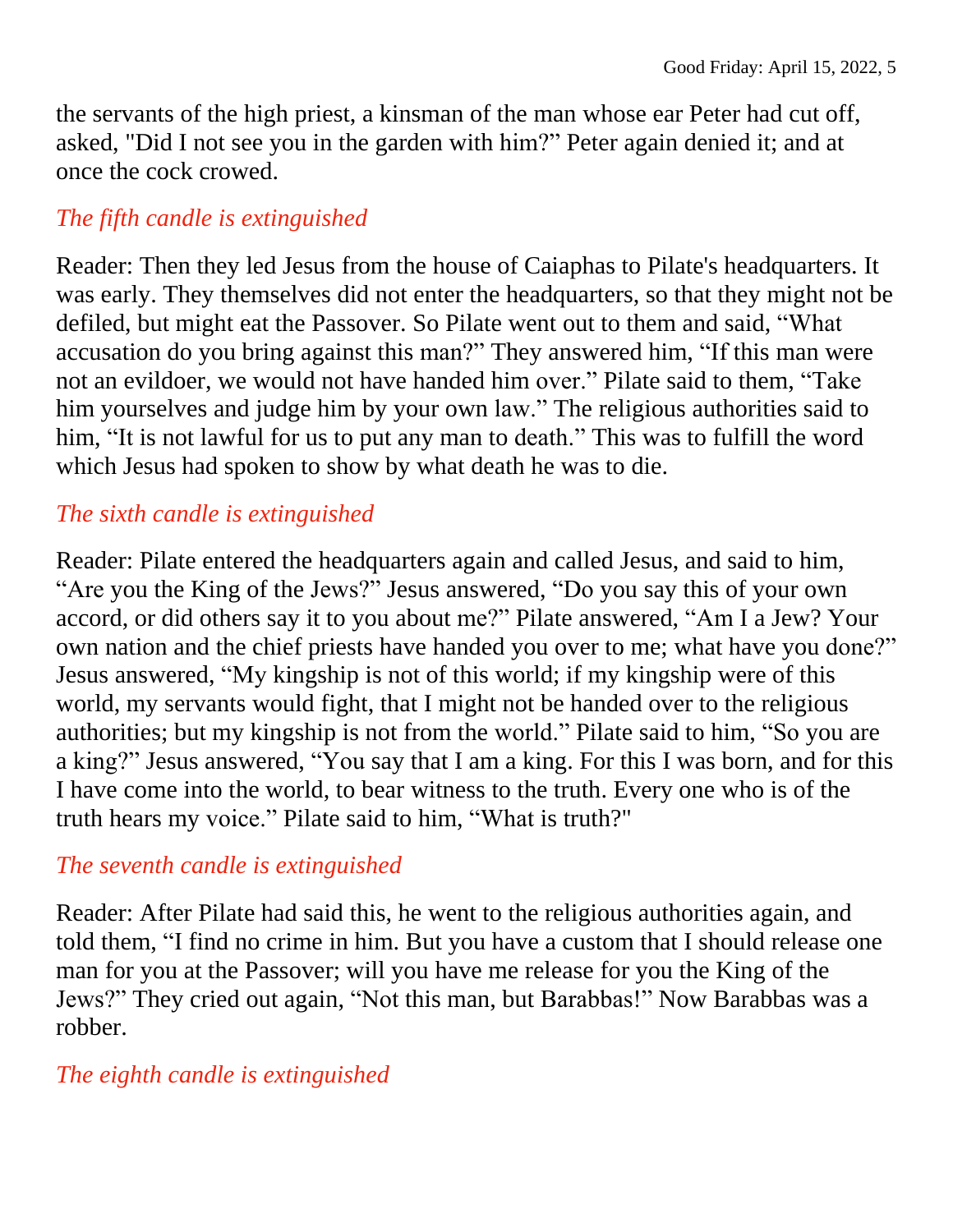the servants of the high priest, a kinsman of the man whose ear Peter had cut off, asked, "Did I not see you in the garden with him?" Peter again denied it; and at once the cock crowed.

*The fifth candle is extinguished*

Reader: Then they led Jesus from the house of Caiaphas to Pilate's headquarters. It was early. They themselves did not enter the headquarters, so that they might not be defiled, but might eat the Passover. So Pilate went out to them and said, “What accusation do you bring against this man?” They answered him, “If this man were not an evildoer, we would not have handed him over.” Pilate said to them, “Take him yourselves and judge him by your own law.” The religious authorities said to him, “It is not lawful for us to put any man to death.” This was to fulfill the word which Jesus had spoken to show by what death he was to die.

*The sixth candle is extinguished*

Reader: Pilate entered the headquarters again and called Jesus, and said to him, “Are you the King of the Jews?” Jesus answered, “Do you say this of your own accord, or did others say it to you about me?” Pilate answered, “Am I a Jew? Your own nation and the chief priests have handed you over to me; what have you done?” Jesus answered, “My kingship is not of this world; if my kingship were of this world, my servants would fight, that I might not be handed over to the religious authorities; but my kingship is not from the world.” Pilate said to him, “So you are a king?” Jesus answered, “You say that I am a king. For this I was born, and for this I have come into the world, to bear witness to the truth. Every one who is of the truth hears my voice.” Pilate said to him, “What is truth?"

*The seventh candle is extinguished*

Reader: After Pilate had said this, he went to the religious authorities again, and told them, “I find no crime in him. But you have a custom that I should release one man for you at the Passover; will you have me release for you the King of the Jews?” They cried out again, “Not this man, but Barabbas!” Now Barabbas was a robber.

*The eighth candle is extinguished*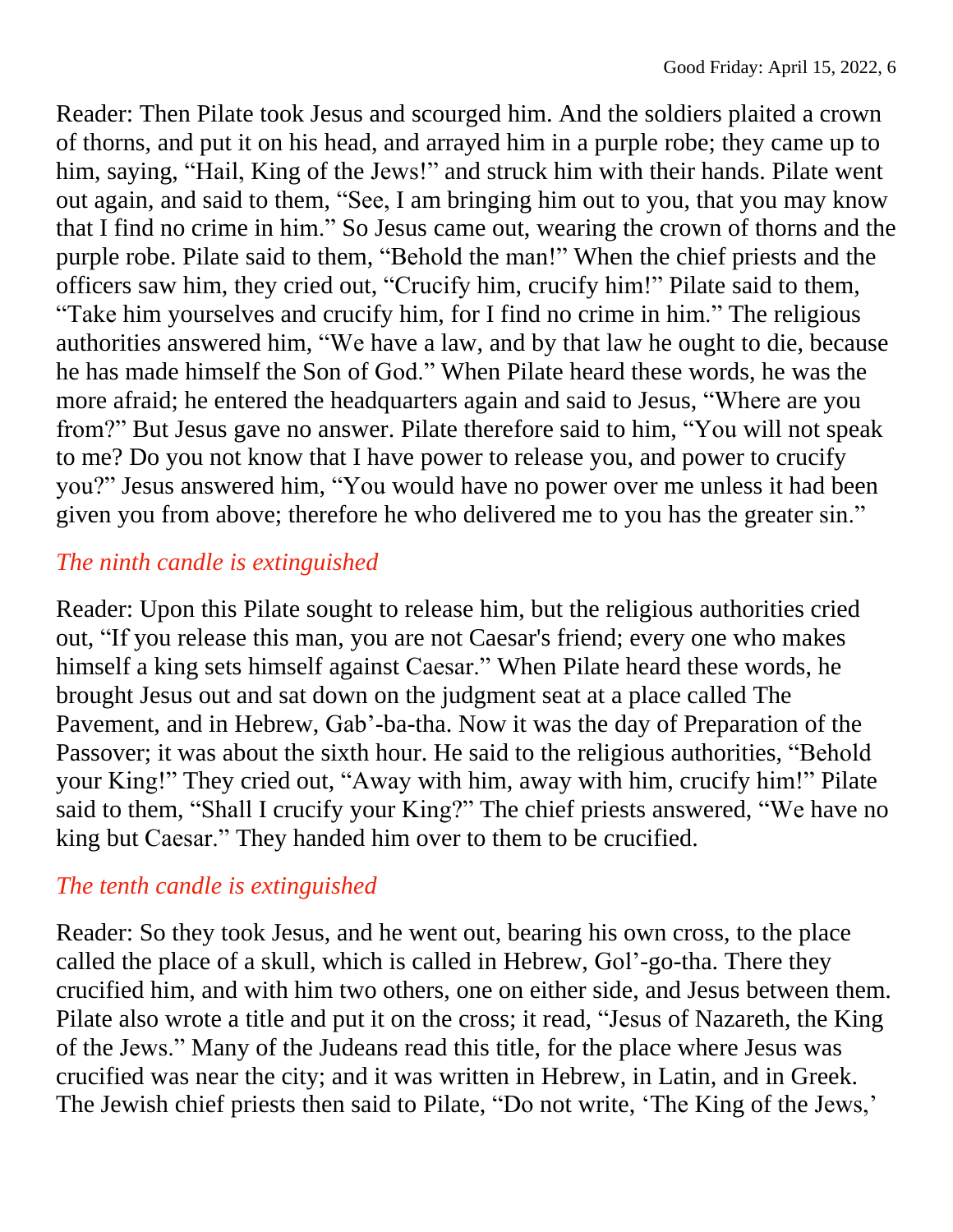Reader: Then Pilate took Jesus and scourged him. And the soldiers plaited a crown of thorns, and put it on his head, and arrayed him in a purple robe; they came up to him, saying, "Hail, King of the Jews!" and struck him with their hands. Pilate went out again, and said to them, "See, I am bringing him out to you, that you may know that I find no crime in him." So Jesus came out, wearing the crown of thorns and the purple robe. Pilate said to them, "Behold the man!" When the chief priests and the officers saw him, they cried out, "Crucify him, crucify him!" Pilate said to them, "Take him yourselves and crucify him, for I find no crime in him." The religious authorities answered him, "We have a law, and by that law he ought to die, because he has made himself the Son of God." When Pilate heard these words, he was the more afraid; he entered the headquarters again and said to Jesus, "Where are you from?" But Jesus gave no answer. Pilate therefore said to him, "You will not speak to me? Do you not know that I have power to release you, and power to crucify you?" Jesus answered him, "You would have no power over me unless it had been given you from above; therefore he who delivered me to you has the greater sin."

*The ninth candle is extinguished*

Reader: Upon this Pilate sought to release him, but the religious authorities cried out, "If you release this man, you are not Caesar's friend; every one who makes himself a king sets himself against Caesar." When Pilate heard these words, he brought Jesus out and sat down on the judgment seat at a place called The Pavement, and in Hebrew, Gab'-ba-tha. Now it was the day of Preparation of the Passover; it was about the sixth hour. He said to the religious authorities, "Behold your King!" They cried out, "Away with him, away with him, crucify him!" Pilate said to them, "Shall I crucify your King?" The chief priests answered, "We have no king but Caesar." They handed him over to them to be crucified.

*The tenth candle is extinguished*

Reader: So they took Jesus, and he went out, bearing his own cross, to the place called the place of a skull, which is called in Hebrew, Gol'-go-tha. There they crucified him, and with him two others, one on either side, and Jesus between them. Pilate also wrote a title and put it on the cross; it read, "Jesus of Nazareth, the King of the Jews." Many of the Judeans read this title, for the place where Jesus was crucified was near the city; and it was written in Hebrew, in Latin, and in Greek. The Jewish chief priests then said to Pilate, "Do not write, 'The King of the Jews,'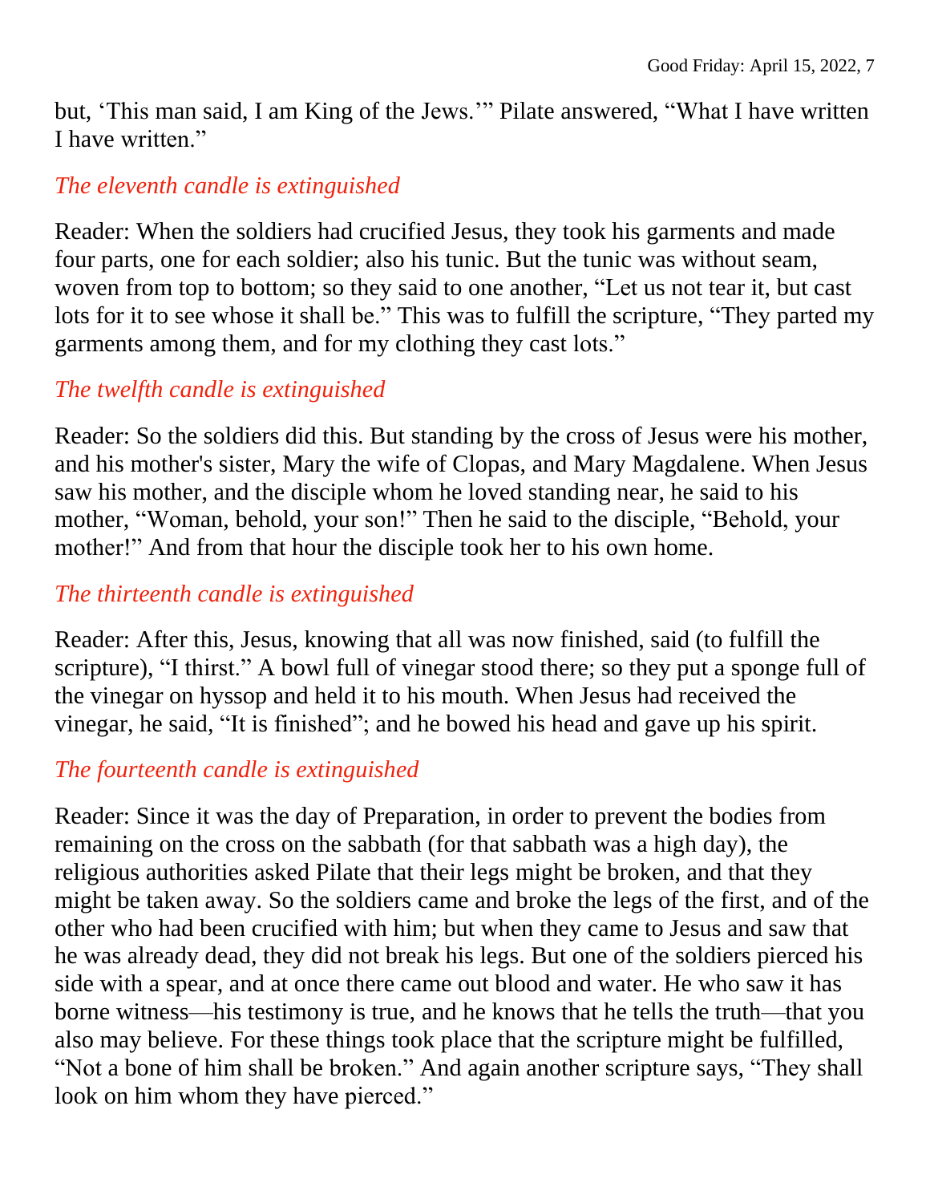but, ‘This man said, I am King of the Jews.’” Pilate answered, “What I have written I have written.”

*The eleventh candle is extinguished*

Reader: When the soldiers had crucified Jesus, they took his garments and made four parts, one for each soldier; also his tunic. But the tunic was without seam, woven from top to bottom; so they said to one another, “Let us not tear it, but cast lots for it to see whose it shall be.” This was to fulfill the scripture, “They parted my garments among them, and for my clothing they cast lots.”

*The twelfth candle is extinguished*

Reader: So the soldiers did this. But standing by the cross of Jesus were his mother, and his mother's sister, Mary the wife of Clopas, and Mary Magdalene. When Jesus saw his mother, and the disciple whom he loved standing near, he said to his mother, “Woman, behold, your son!” Then he said to the disciple, “Behold, your mother!” And from that hour the disciple took her to his own home.

*The thirteenth candle is extinguished*

Reader: After this, Jesus, knowing that all was now finished, said (to fulfill the scripture), “I thirst.” A bowl full of vinegar stood there; so they put a sponge full of the vinegar on hyssop and held it to his mouth. When Jesus had received the vinegar, he said, “It is finished”; and he bowed his head and gave up his spirit.

*The fourteenth candle is extinguished*

Reader: Since it was the day of Preparation, in order to prevent the bodies from remaining on the cross on the sabbath (for that sabbath was a high day), the religious authorities asked Pilate that their legs might be broken, and that they might be taken away. So the soldiers came and broke the legs of the first, and of the other who had been crucified with him; but when they came to Jesus and saw that he was already dead, they did not break his legs. But one of the soldiers pierced his side with a spear, and at once there came out blood and water. He who saw it has borne witness—his testimony is true, and he knows that he tells the truth—that you also may believe. For these things took place that the scripture might be fulfilled, “Not a bone of him shall be broken.” And again another scripture says, “They shall look on him whom they have pierced.”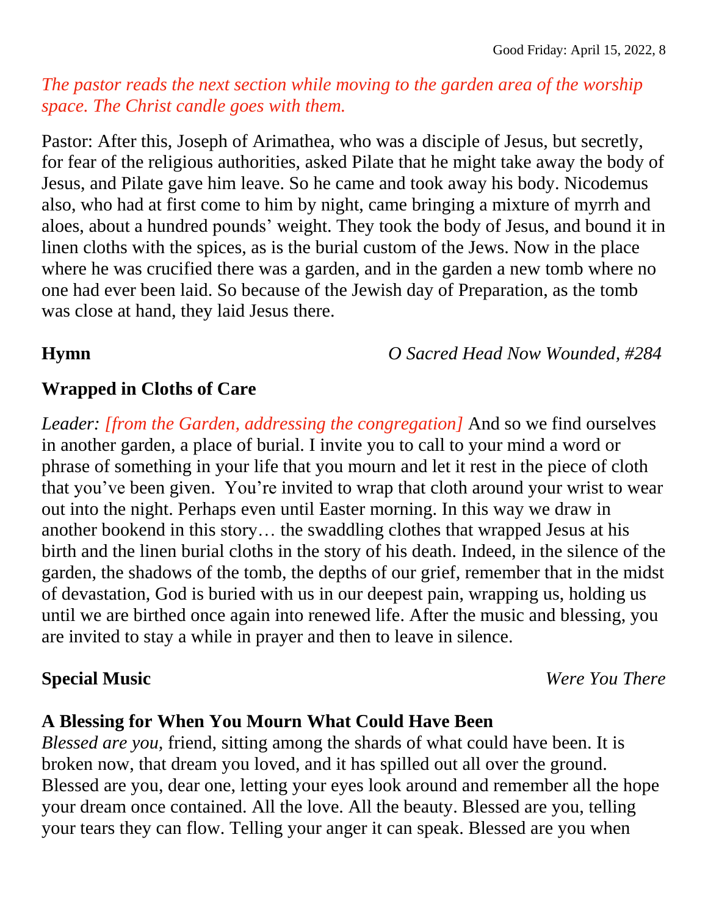*The pastor reads the next section while moving to the garden area of the worship space. The Christ candle goes with them.*

Pastor: After this, Joseph of Arimathea, who was a disciple of Jesus, but secretly, for fear of the religious authorities, asked Pilate that he might take away the body of Jesus, and Pilate gave him leave. So he came and took away his body. Nicodemus also, who had at first come to him by night, came bringing a mixture of myrrh and aloes, about a hundred pounds' weight. They took the body of Jesus, and bound it in linen cloths with the spices, as is the burial custom of the Jews. Now in the place where he was crucified there was a garden, and in the garden a new tomb where no one had ever been laid. So because of the Jewish day of Preparation, as the tomb was close at hand, they laid Jesus there.

**Hymn** *O Sacred Head Now Wounded, #284*

**Wrapped in Cloths of Care**

*Leader: [from the Garden, addressing the congregation]* And so we find ourselves in another garden, a place of burial. I invite you to call to your mind a word or phrase of something in your life that you mourn and let it rest in the piece of cloth that you've been given. You're invited to wrap that cloth around your wrist to wear out into the night. Perhaps even until Easter morning. In this way we draw in another bookend in this story… the swaddling clothes that wrapped Jesus at his birth and the linen burial cloths in the story of his death. Indeed, in the silence of the garden, the shadows of the tomb, the depths of our grief, remember that in the midst of devastation, God is buried with us in our deepest pain, wrapping us, holding us until we are birthed once again into renewed life. After the music and blessing, you are invited to stay a while in prayer and then to leave in silence.

**Special Music** *Were You There*

**A Blessing for When You Mourn What Could Have Been**

*Blessed are you,* friend, sitting among the shards of what could have been. It is broken now, that dream you loved, and it has spilled out all over the ground. Blessed are you, dear one, letting your eyes look around and remember all the hope your dream once contained. All the love. All the beauty. Blessed are you, telling your tears they can flow. Telling your anger it can speak. Blessed are you when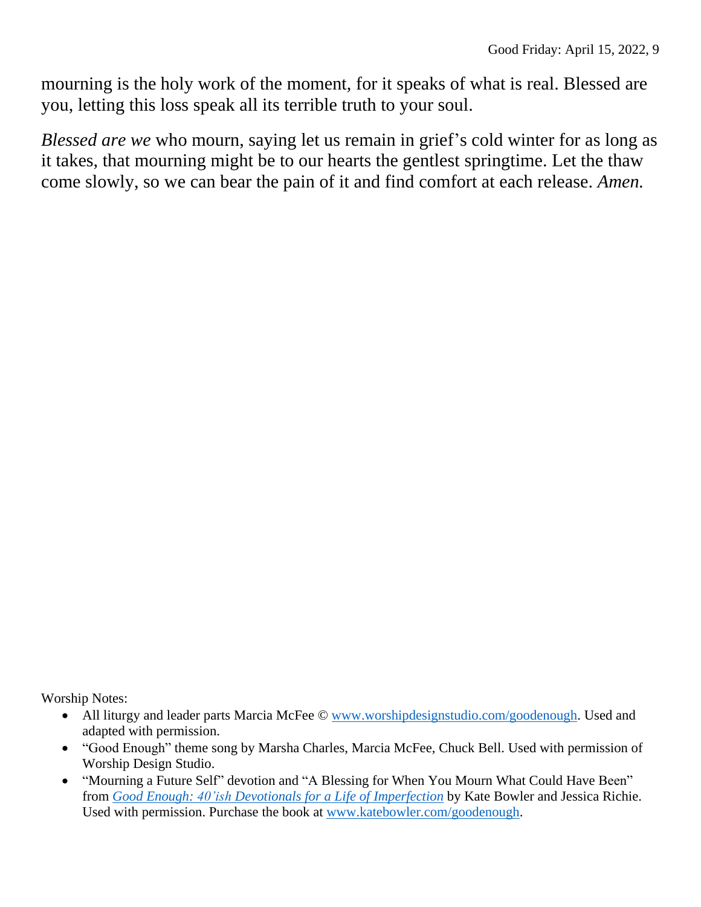mourning is the holy work of the moment, for it speaks of what is real. Blessed are you, letting this loss speak all its terrible truth to your soul.

*Blessed are we* who mourn, saying let us remain in grief's cold winter for as long as it takes, that mourning might be to our hearts the gentlest springtime. Let the thaw come slowly, so we can bear the pain of it and find comfort at each release. *Amen.*

Worship Notes:

- All liturgy and leader parts Marcia McFee © www.worshipdesignstudio.com/goodenough. Used and adapted with permission.
- "Good Enough" theme song by Marsha Charles, Marcia McFee, Chuck Bell. Used with permission of Worship Design Studio.
- "Mourning a Future Self" devotion and "A Blessing for When You Mourn What Could Have Been" from *Good Enough: 40'ish Devotionals for a Life of Imperfection* by Kate Bowler and Jessica Richie. Used with permission. Purchase the book at www.katebowler.com/goodenough.